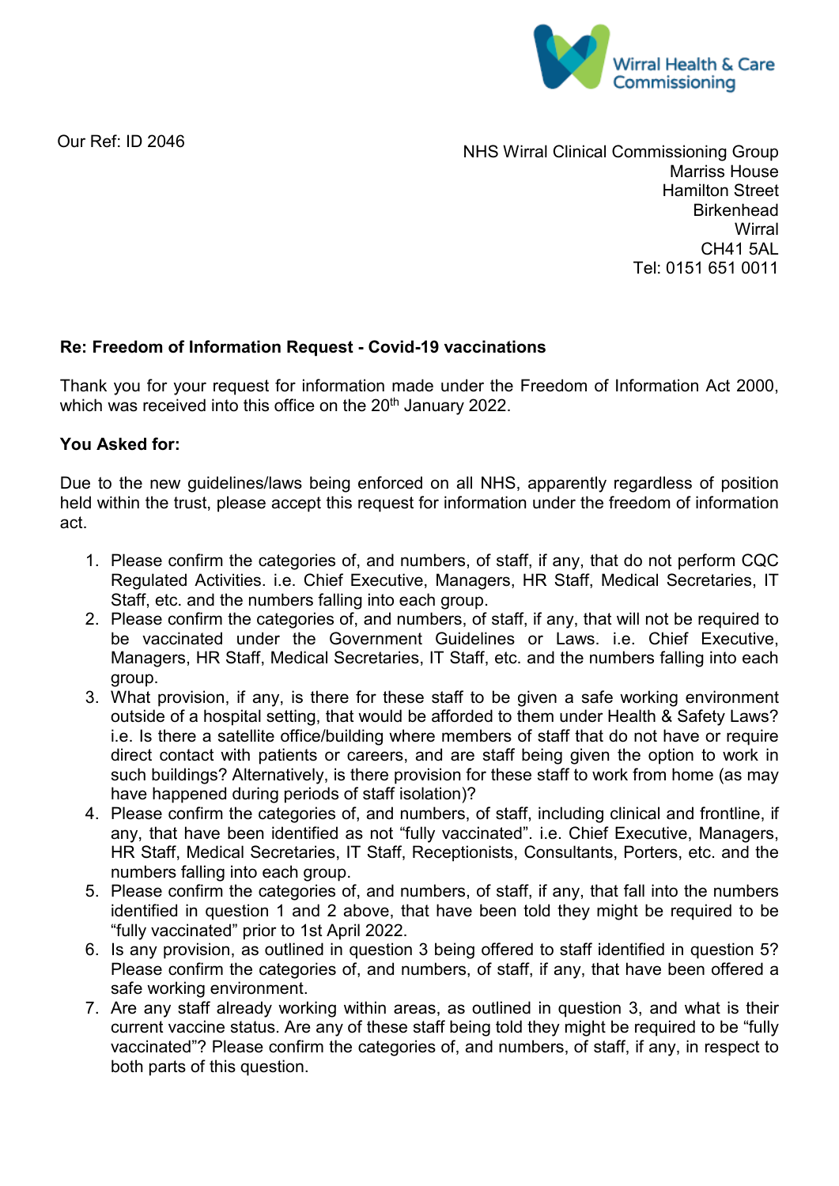Wirral Health & Care Commissioning

Our Ref: ID 2046

NHS Wirral Clinical Commissioning Group
Marriss House
Hamilton Street
Birkenhead
Wirral
CH41 5AL
Tel: 0151 651 0011

**Re: Freedom of Information Request - Covid-19 vaccinations**

Thank you for your request for information made under the Freedom of Information Act 2000, which was received into this office on the 20th January 2022.

**You Asked for:**

Due to the new guidelines/laws being enforced on all NHS, apparently regardless of position held within the trust, please accept this request for information under the freedom of information act.

1. Please confirm the categories of, and numbers, of staff, if any, that do not perform CQC Regulated Activities. i.e. Chief Executive, Managers, HR Staff, Medical Secretaries, IT Staff, etc. and the numbers falling into each group.
2. Please confirm the categories of, and numbers, of staff, if any, that will not be required to be vaccinated under the Government Guidelines or Laws. i.e. Chief Executive, Managers, HR Staff, Medical Secretaries, IT Staff, etc. and the numbers falling into each group.
3. What provision, if any, is there for these staff to be given a safe working environment outside of a hospital setting, that would be afforded to them under Health & Safety Laws? i.e. Is there a satellite office/building where members of staff that do not have or require direct contact with patients or careers, and are staff being given the option to work in such buildings? Alternatively, is there provision for these staff to work from home (as may have happened during periods of staff isolation)?
4. Please confirm the categories of, and numbers, of staff, including clinical and frontline, if any, that have been identified as not "fully vaccinated". i.e. Chief Executive, Managers, HR Staff, Medical Secretaries, IT Staff, Receptionists, Consultants, Porters, etc. and the numbers falling into each group.
5. Please confirm the categories of, and numbers, of staff, if any, that fall into the numbers identified in question 1 and 2 above, that have been told they might be required to be "fully vaccinated" prior to 1st April 2022.
6. Is any provision, as outlined in question 3 being offered to staff identified in question 5? Please confirm the categories of, and numbers, of staff, if any, that have been offered a safe working environment.
7. Are any staff already working within areas, as outlined in question 3, and what is their current vaccine status. Are any of these staff being told they might be required to be "fully vaccinated"? Please confirm the categories of, and numbers, of staff, if any, in respect to both parts of this question.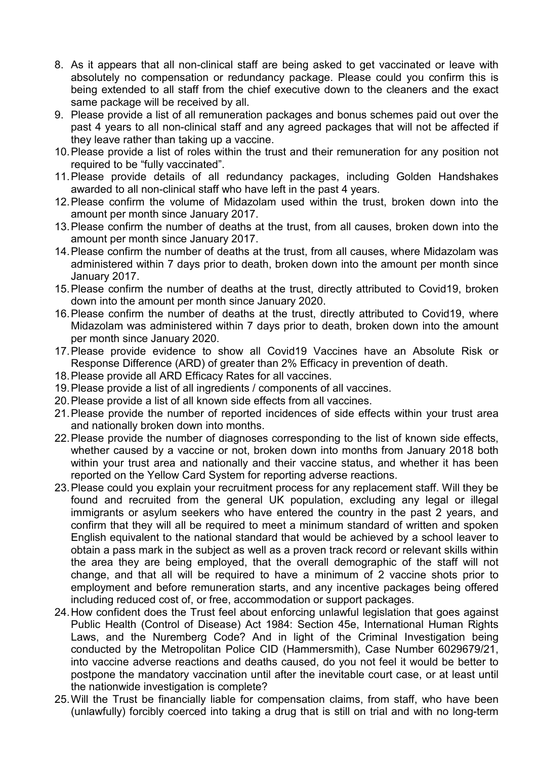8. As it appears that all non-clinical staff are being asked to get vaccinated or leave with absolutely no compensation or redundancy package. Please could you confirm this is being extended to all staff from the chief executive down to the cleaners and the exact same package will be received by all.
9. Please provide a list of all remuneration packages and bonus schemes paid out over the past 4 years to all non-clinical staff and any agreed packages that will not be affected if they leave rather than taking up a vaccine.
10. Please provide a list of roles within the trust and their remuneration for any position not required to be "fully vaccinated".
11. Please provide details of all redundancy packages, including Golden Handshakes awarded to all non-clinical staff who have left in the past 4 years.
12. Please confirm the volume of Midazolam used within the trust, broken down into the amount per month since January 2017.
13. Please confirm the number of deaths at the trust, from all causes, broken down into the amount per month since January 2017.
14. Please confirm the number of deaths at the trust, from all causes, where Midazolam was administered within 7 days prior to death, broken down into the amount per month since January 2017.
15. Please confirm the number of deaths at the trust, directly attributed to Covid19, broken down into the amount per month since January 2020.
16. Please confirm the number of deaths at the trust, directly attributed to Covid19, where Midazolam was administered within 7 days prior to death, broken down into the amount per month since January 2020.
17. Please provide evidence to show all Covid19 Vaccines have an Absolute Risk or Response Difference (ARD) of greater than 2% Efficacy in prevention of death.
18. Please provide all ARD Efficacy Rates for all vaccines.
19. Please provide a list of all ingredients / components of all vaccines.
20. Please provide a list of all known side effects from all vaccines.
21. Please provide the number of reported incidences of side effects within your trust area and nationally broken down into months.
22. Please provide the number of diagnoses corresponding to the list of known side effects, whether caused by a vaccine or not, broken down into months from January 2018 both within your trust area and nationally and their vaccine status, and whether it has been reported on the Yellow Card System for reporting adverse reactions.
23. Please could you explain your recruitment process for any replacement staff. Will they be found and recruited from the general UK population, excluding any legal or illegal immigrants or asylum seekers who have entered the country in the past 2 years, and confirm that they will all be required to meet a minimum standard of written and spoken English equivalent to the national standard that would be achieved by a school leaver to obtain a pass mark in the subject as well as a proven track record or relevant skills within the area they are being employed, that the overall demographic of the staff will not change, and that all will be required to have a minimum of 2 vaccine shots prior to employment and before remuneration starts, and any incentive packages being offered including reduced cost of, or free, accommodation or support packages.
24. How confident does the Trust feel about enforcing unlawful legislation that goes against Public Health (Control of Disease) Act 1984: Section 45e, International Human Rights Laws, and the Nuremberg Code? And in light of the Criminal Investigation being conducted by the Metropolitan Police CID (Hammersmith), Case Number 6029679/21, into vaccine adverse reactions and deaths caused, do you not feel it would be better to postpone the mandatory vaccination until after the inevitable court case, or at least until the nationwide investigation is complete?
25. Will the Trust be financially liable for compensation claims, from staff, who have been (unlawfully) forcibly coerced into taking a drug that is still on trial and with no long-term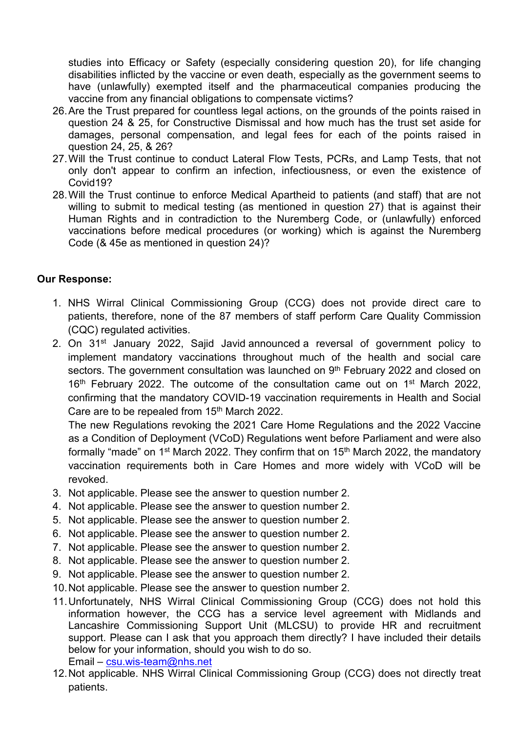studies into Efficacy or Safety (especially considering question 20), for life changing disabilities inflicted by the vaccine or even death, especially as the government seems to have (unlawfully) exempted itself and the pharmaceutical companies producing the vaccine from any financial obligations to compensate victims?

26. Are the Trust prepared for countless legal actions, on the grounds of the points raised in question 24 & 25, for Constructive Dismissal and how much has the trust set aside for damages, personal compensation, and legal fees for each of the points raised in question 24, 25, & 26?
27. Will the Trust continue to conduct Lateral Flow Tests, PCRs, and Lamp Tests, that not only don't appear to confirm an infection, infectiousness, or even the existence of Covid19?
28. Will the Trust continue to enforce Medical Apartheid to patients (and staff) that are not willing to submit to medical testing (as mentioned in question 27) that is against their Human Rights and in contradiction to the Nuremberg Code, or (unlawfully) enforced vaccinations before medical procedures (or working) which is against the Nuremberg Code (& 45e as mentioned in question 24)?

**Our Response:**

1. NHS Wirral Clinical Commissioning Group (CCG) does not provide direct care to patients, therefore, none of the 87 members of staff perform Care Quality Commission (CQC) regulated activities.
2. On 31st January 2022, Sajid Javid announced a reversal of government policy to implement mandatory vaccinations throughout much of the health and social care sectors. The government consultation was launched on 9th February 2022 and closed on 16th February 2022. The outcome of the consultation came out on 1st March 2022, confirming that the mandatory COVID-19 vaccination requirements in Health and Social Care are to be repealed from 15th March 2022.
   The new Regulations revoking the 2021 Care Home Regulations and the 2022 Vaccine as a Condition of Deployment (VCoD) Regulations went before Parliament and were also formally “made” on 1st March 2022. They confirm that on 15th March 2022, the mandatory vaccination requirements both in Care Homes and more widely with VCoD will be revoked.
3. Not applicable. Please see the answer to question number 2.
4. Not applicable. Please see the answer to question number 2.
5. Not applicable. Please see the answer to question number 2.
6. Not applicable. Please see the answer to question number 2.
7. Not applicable. Please see the answer to question number 2.
8. Not applicable. Please see the answer to question number 2.
9. Not applicable. Please see the answer to question number 2.
10. Not applicable. Please see the answer to question number 2.
11. Unfortunately, NHS Wirral Clinical Commissioning Group (CCG) does not hold this information however, the CCG has a service level agreement with Midlands and Lancashire Commissioning Support Unit (MLCSU) to provide HR and recruitment support. Please can I ask that you approach them directly? I have included their details below for your information, should you wish to do so.
    Email – csu.wis-team@nhs.net
12. Not applicable. NHS Wirral Clinical Commissioning Group (CCG) does not directly treat patients.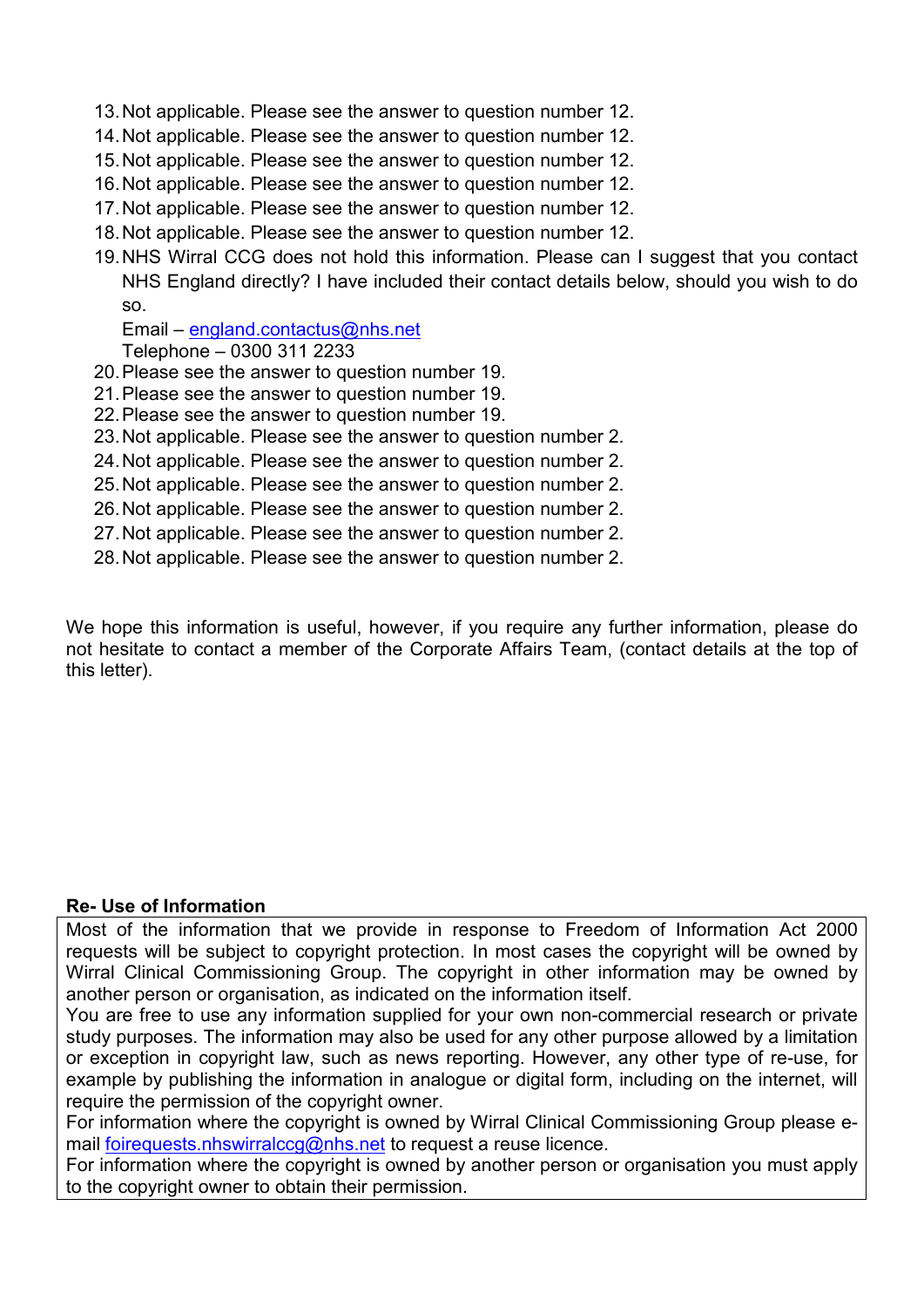13. Not applicable. Please see the answer to question number 12.
14. Not applicable. Please see the answer to question number 12.
15. Not applicable. Please see the answer to question number 12.
16. Not applicable. Please see the answer to question number 12.
17. Not applicable. Please see the answer to question number 12.
18. Not applicable. Please see the answer to question number 12.
19. NHS Wirral CCG does not hold this information. Please can I suggest that you contact NHS England directly? I have included their contact details below, should you wish to do so.
    Email – england.contactus@nhs.net
    Telephone – 0300 311 2233
20. Please see the answer to question number 19.
21. Please see the answer to question number 19.
22. Please see the answer to question number 19.
23. Not applicable. Please see the answer to question number 2.
24. Not applicable. Please see the answer to question number 2.
25. Not applicable. Please see the answer to question number 2.
26. Not applicable. Please see the answer to question number 2.
27. Not applicable. Please see the answer to question number 2.
28. Not applicable. Please see the answer to question number 2.

We hope this information is useful, however, if you require any further information, please do not hesitate to contact a member of the Corporate Affairs Team, (contact details at the top of this letter).

**Re- Use of Information**

Most of the information that we provide in response to Freedom of Information Act 2000 requests will be subject to copyright protection. In most cases the copyright will be owned by Wirral Clinical Commissioning Group. The copyright in other information may be owned by another person or organisation, as indicated on the information itself.

You are free to use any information supplied for your own non-commercial research or private study purposes. The information may also be used for any other purpose allowed by a limitation or exception in copyright law, such as news reporting. However, any other type of re-use, for example by publishing the information in analogue or digital form, including on the internet, will require the permission of the copyright owner.

For information where the copyright is owned by Wirral Clinical Commissioning Group please e-mail foirequests.nhswirralccg@nhs.net to request a reuse licence.

For information where the copyright is owned by another person or organisation you must apply to the copyright owner to obtain their permission.